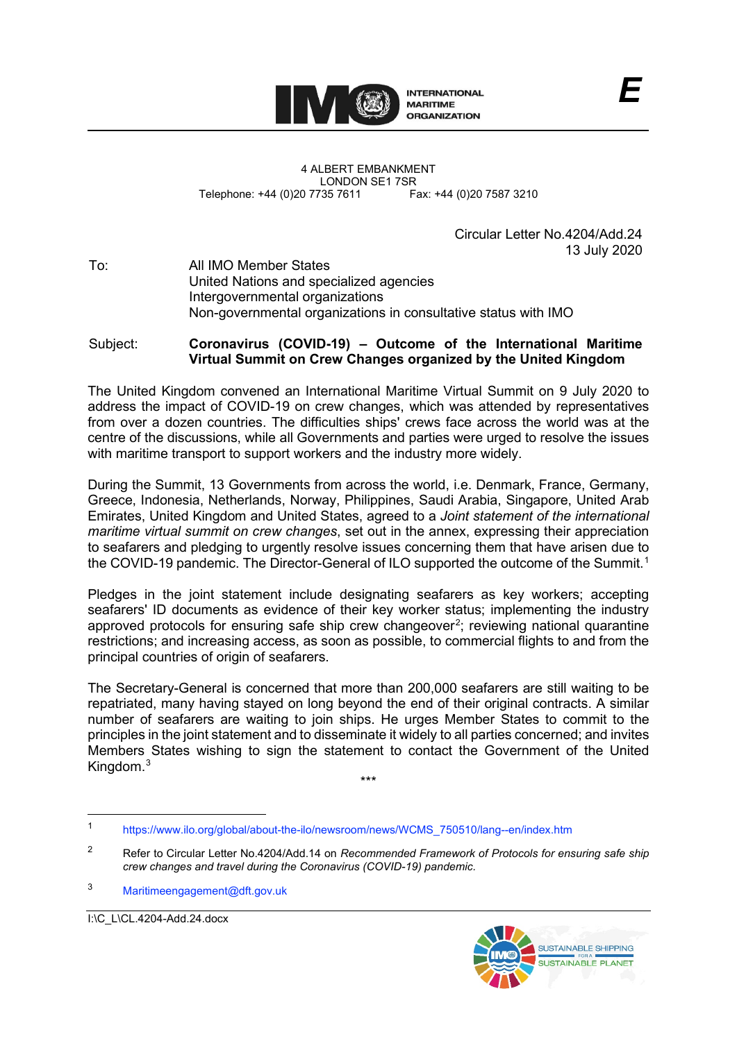INTERNATIONAL MARITIME ORGANIZATION

E

4 ALBERT EMBANKMENT
LONDON SE1 7SR
Telephone: +44 (0)20 7735 7611 Fax: +44 (0)20 7587 3210

Circular Letter No.4204/Add.24
13 July 2020

To: All IMO Member States
United Nations and specialized agencies
Intergovernmental organizations
Non-governmental organizations in consultative status with IMO

Subject: **Coronavirus (COVID-19) – Outcome of the International Maritime Virtual Summit on Crew Changes organized by the United Kingdom**

The United Kingdom convened an International Maritime Virtual Summit on 9 July 2020 to address the impact of COVID-19 on crew changes, which was attended by representatives from over a dozen countries. The difficulties ships' crews face across the world was at the centre of the discussions, while all Governments and parties were urged to resolve the issues with maritime transport to support workers and the industry more widely.

During the Summit, 13 Governments from across the world, i.e. Denmark, France, Germany, Greece, Indonesia, Netherlands, Norway, Philippines, Saudi Arabia, Singapore, United Arab Emirates, United Kingdom and United States, agreed to a *Joint statement of the international maritime virtual summit on crew changes*, set out in the annex, expressing their appreciation to seafarers and pledging to urgently resolve issues concerning them that have arisen due to the COVID-19 pandemic. The Director-General of ILO supported the outcome of the Summit.[1]

Pledges in the joint statement include designating seafarers as key workers; accepting seafarers' ID documents as evidence of their key worker status; implementing the industry approved protocols for ensuring safe ship crew changeover[2]; reviewing national quarantine restrictions; and increasing access, as soon as possible, to commercial flights to and from the principal countries of origin of seafarers.

The Secretary-General is concerned that more than 200,000 seafarers are still waiting to be repatriated, many having stayed on long beyond the end of their original contracts. A similar number of seafarers are waiting to join ships. He urges Member States to commit to the principles in the joint statement and to disseminate it widely to all parties concerned; and invites Members States wishing to sign the statement to contact the Government of the United Kingdom.[3]

\*\*\*

---

[1] https://www.ilo.org/global/about-the-ilo/newsroom/news/WCMS_750510/lang--en/index.htm

[2] Refer to Circular Letter No.4204/Add.14 on *Recommended Framework of Protocols for ensuring safe ship crew changes and travel during the Coronavirus (COVID-19) pandemic.*

[3] Maritimeengagement@dft.gov.uk

I:\C_L\CL.4204-Add.24.docx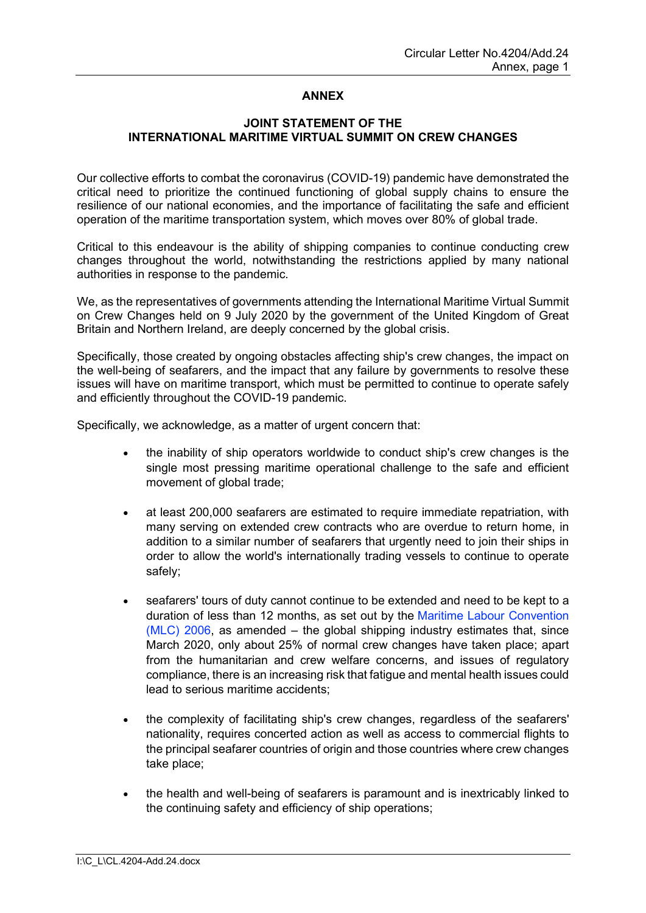# ANNEX

## JOINT STATEMENT OF THE INTERNATIONAL MARITIME VIRTUAL SUMMIT ON CREW CHANGES

Our collective efforts to combat the coronavirus (COVID-19) pandemic have demonstrated the critical need to prioritize the continued functioning of global supply chains to ensure the resilience of our national economies, and the importance of facilitating the safe and efficient operation of the maritime transportation system, which moves over 80% of global trade.

Critical to this endeavour is the ability of shipping companies to continue conducting crew changes throughout the world, notwithstanding the restrictions applied by many national authorities in response to the pandemic.

We, as the representatives of governments attending the International Maritime Virtual Summit on Crew Changes held on 9 July 2020 by the government of the United Kingdom of Great Britain and Northern Ireland, are deeply concerned by the global crisis.

Specifically, those created by ongoing obstacles affecting ship's crew changes, the impact on the well-being of seafarers, and the impact that any failure by governments to resolve these issues will have on maritime transport, which must be permitted to continue to operate safely and efficiently throughout the COVID-19 pandemic.

Specifically, we acknowledge, as a matter of urgent concern that:

- the inability of ship operators worldwide to conduct ship's crew changes is the single most pressing maritime operational challenge to the safe and efficient movement of global trade;
- at least 200,000 seafarers are estimated to require immediate repatriation, with many serving on extended crew contracts who are overdue to return home, in addition to a similar number of seafarers that urgently need to join their ships in order to allow the world's internationally trading vessels to continue to operate safely;
- seafarers' tours of duty cannot continue to be extended and need to be kept to a duration of less than 12 months, as set out by the Maritime Labour Convention (MLC) 2006, as amended – the global shipping industry estimates that, since March 2020, only about 25% of normal crew changes have taken place; apart from the humanitarian and crew welfare concerns, and issues of regulatory compliance, there is an increasing risk that fatigue and mental health issues could lead to serious maritime accidents;
- the complexity of facilitating ship's crew changes, regardless of the seafarers' nationality, requires concerted action as well as access to commercial flights to the principal seafarer countries of origin and those countries where crew changes take place;
- the health and well-being of seafarers is paramount and is inextricably linked to the continuing safety and efficiency of ship operations;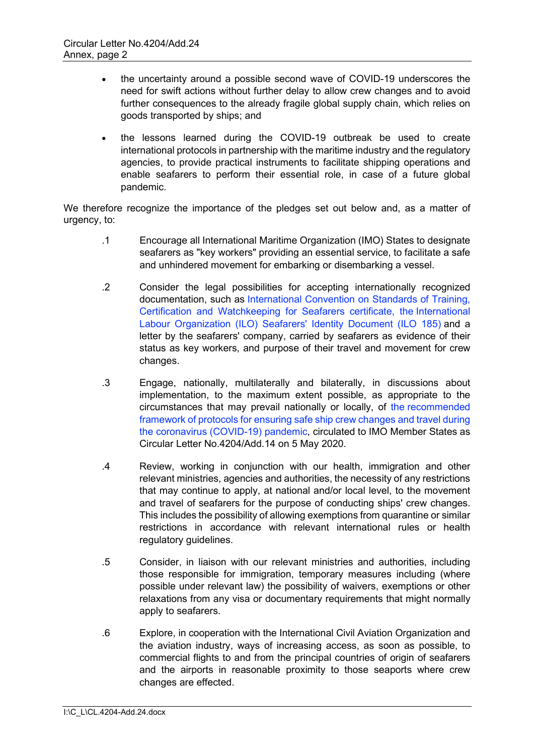- the uncertainty around a possible second wave of COVID-19 underscores the need for swift actions without further delay to allow crew changes and to avoid further consequences to the already fragile global supply chain, which relies on goods transported by ships; and

- the lessons learned during the COVID-19 outbreak be used to create international protocols in partnership with the maritime industry and the regulatory agencies, to provide practical instruments to facilitate shipping operations and enable seafarers to perform their essential role, in case of a future global pandemic.

We therefore recognize the importance of the pledges set out below and, as a matter of urgency, to:

.1 Encourage all International Maritime Organization (IMO) States to designate seafarers as "key workers" providing an essential service, to facilitate a safe and unhindered movement for embarking or disembarking a vessel.

.2 Consider the legal possibilities for accepting internationally recognized documentation, such as International Convention on Standards of Training, Certification and Watchkeeping for Seafarers certificate, the International Labour Organization (ILO) Seafarers' Identity Document (ILO 185) and a letter by the seafarers' company, carried by seafarers as evidence of their status as key workers, and purpose of their travel and movement for crew changes.

.3 Engage, nationally, multilaterally and bilaterally, in discussions about implementation, to the maximum extent possible, as appropriate to the circumstances that may prevail nationally or locally, of the recommended framework of protocols for ensuring safe ship crew changes and travel during the coronavirus (COVID-19) pandemic, circulated to IMO Member States as Circular Letter No.4204/Add.14 on 5 May 2020.

.4 Review, working in conjunction with our health, immigration and other relevant ministries, agencies and authorities, the necessity of any restrictions that may continue to apply, at national and/or local level, to the movement and travel of seafarers for the purpose of conducting ships' crew changes. This includes the possibility of allowing exemptions from quarantine or similar restrictions in accordance with relevant international rules or health regulatory guidelines.

.5 Consider, in liaison with our relevant ministries and authorities, including those responsible for immigration, temporary measures including (where possible under relevant law) the possibility of waivers, exemptions or other relaxations from any visa or documentary requirements that might normally apply to seafarers.

.6 Explore, in cooperation with the International Civil Aviation Organization and the aviation industry, ways of increasing access, as soon as possible, to commercial flights to and from the principal countries of origin of seafarers and the airports in reasonable proximity to those seaports where crew changes are effected.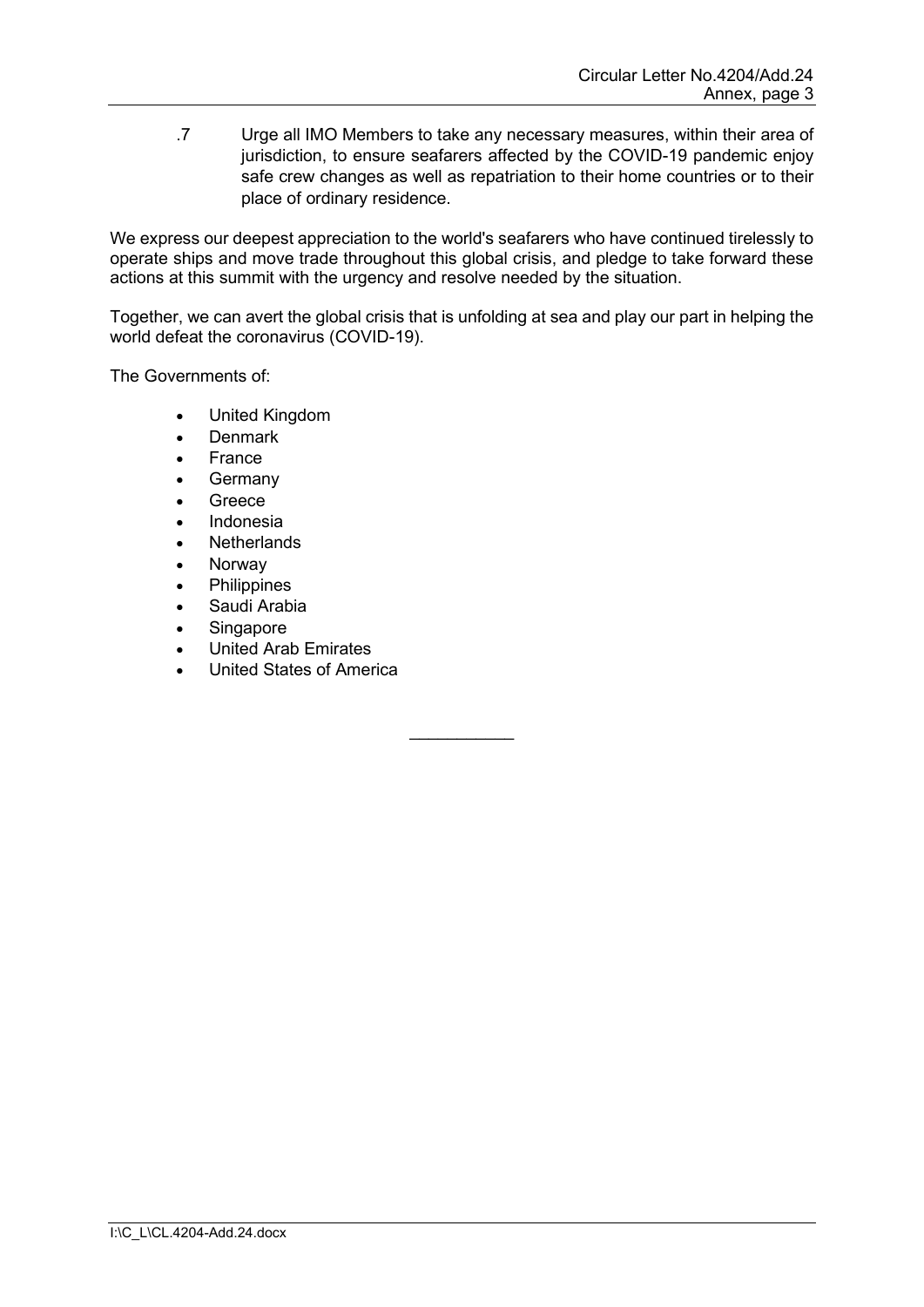.7 Urge all IMO Members to take any necessary measures, within their area of jurisdiction, to ensure seafarers affected by the COVID-19 pandemic enjoy safe crew changes as well as repatriation to their home countries or to their place of ordinary residence.

We express our deepest appreciation to the world's seafarers who have continued tirelessly to operate ships and move trade throughout this global crisis, and pledge to take forward these actions at this summit with the urgency and resolve needed by the situation.

Together, we can avert the global crisis that is unfolding at sea and play our part in helping the world defeat the coronavirus (COVID-19).

The Governments of:

- United Kingdom
- Denmark
- France
- Germany
- Greece
- Indonesia
- Netherlands
- Norway
- Philippines
- Saudi Arabia
- Singapore
- United Arab Emirates
- United States of America

___________